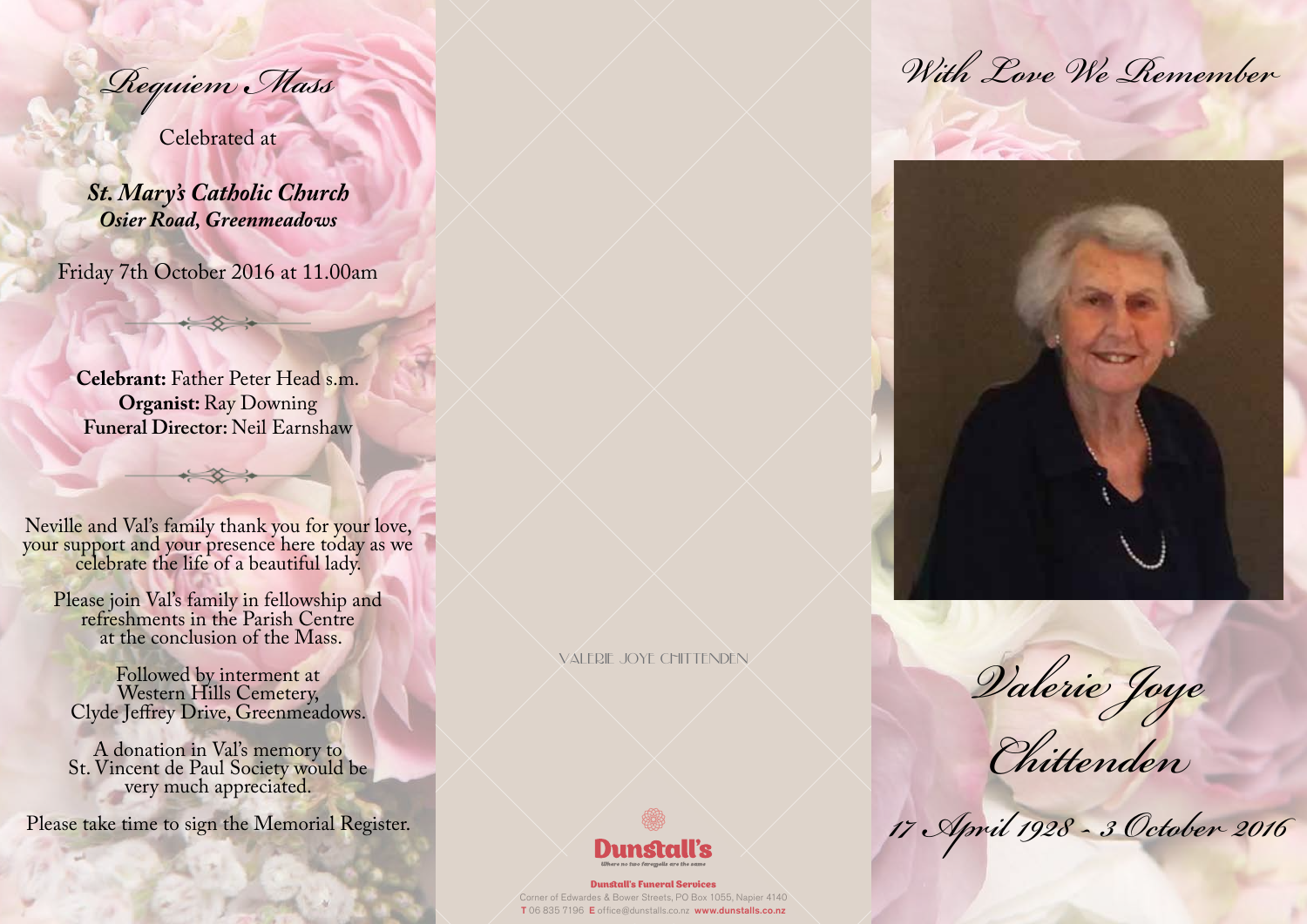# Requiem Mass

Celebrated at

***St. Mary's Catholic Church***
***Osier Road, Greenmeadows***

Friday 7th October 2016 at 11.00am

**Celebrant:** Father Peter Head s.m.
**Organist:** Ray Downing
**Funeral Director:** Neil Earnshaw

Neville and Val's family thank you for your love, your support and your presence here today as we celebrate the life of a beautiful lady.

Please join Val's family in fellowship and refreshments in the Parish Centre at the conclusion of the Mass.

Followed by interment at Western Hills Cemetery, Clyde Jeffrey Drive, Greenmeadows.

A donation in Val's memory to St. Vincent de Paul Society would be very much appreciated.

Please take time to sign the Memorial Register.

VALERIE JOYE CHITTENDEN

Dunstall's
*Where no two farewells are the same*

**Dunstall's Funeral Services**
Corner of Edwardes & Bower Streets, PO Box 1055, Napier 4140
**T** 06 835 7196 **E** office@dunstalls.co.nz **www.dunstalls.co.nz**

*With Love We Remember*

# *Valerie Joye Chittenden*

*17 April 1928 - 3 October 2016*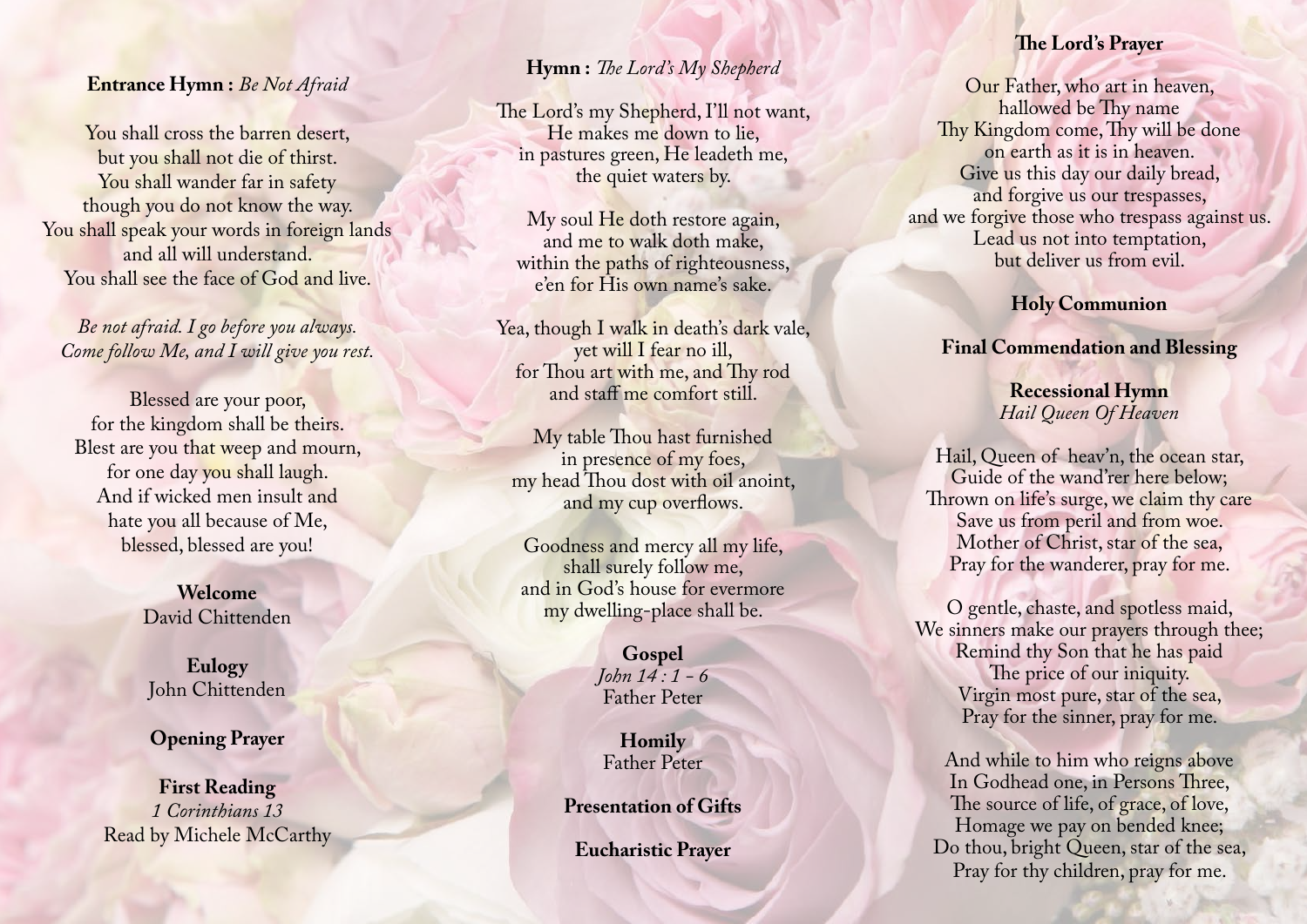**Entrance Hymn :** *Be Not Afraid*

You shall cross the barren desert,
but you shall not die of thirst.
You shall wander far in safety
though you do not know the way.
You shall speak your words in foreign lands
and all will understand.
You shall see the face of God and live.

*Be not afraid. I go before you always.*
*Come follow Me, and I will give you rest.*

Blessed are your poor,
for the kingdom shall be theirs.
Blest are you that weep and mourn,
for one day you shall laugh.
And if wicked men insult and
hate you all because of Me,
blessed, blessed are you!

**Welcome**
David Chittenden

**Eulogy**
John Chittenden

**Opening Prayer**

**First Reading**
*1 Corinthians 13*
Read by Michele McCarthy

**Hymn :** *The Lord's My Shepherd*

The Lord's my Shepherd, I'll not want,
He makes me down to lie,
in pastures green, He leadeth me,
the quiet waters by.

My soul He doth restore again,
and me to walk doth make,
within the paths of righteousness,
e'en for His own name's sake.

Yea, though I walk in death's dark vale,
yet will I fear no ill,
for Thou art with me, and Thy rod
and staff me comfort still.

My table Thou hast furnished
in presence of my foes,
my head Thou dost with oil anoint,
and my cup overflows.

Goodness and mercy all my life,
shall surely follow me,
and in God's house for evermore
my dwelling-place shall be.

**Gospel**
*John 14 : 1 - 6*
Father Peter

**Homily**
Father Peter

**Presentation of Gifts**

**Eucharistic Prayer**

**The Lord's Prayer**

Our Father, who art in heaven,
hallowed be Thy name
Thy Kingdom come, Thy will be done
on earth as it is in heaven.
Give us this day our daily bread,
and forgive us our trespasses,
and we forgive those who trespass against us.
Lead us not into temptation,
but deliver us from evil.

**Holy Communion**

**Final Commendation and Blessing**

**Recessional Hymn**
*Hail Queen Of Heaven*

Hail, Queen of heav'n, the ocean star,
Guide of the wand'rer here below;
Thrown on life's surge, we claim thy care
Save us from peril and from woe.
Mother of Christ, star of the sea,
Pray for the wanderer, pray for me.

O gentle, chaste, and spotless maid,
We sinners make our prayers through thee;
Remind thy Son that he has paid
The price of our iniquity.
Virgin most pure, star of the sea,
Pray for the sinner, pray for me.

And while to him who reigns above
In Godhead one, in Persons Three,
The source of life, of grace, of love,
Homage we pay on bended knee;
Do thou, bright Queen, star of the sea,
Pray for thy children, pray for me.